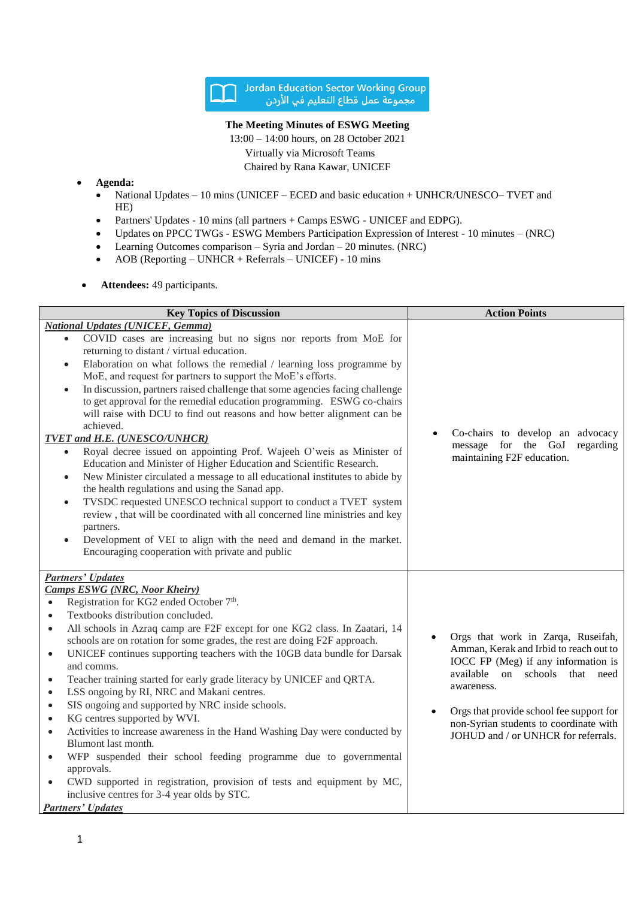Jordan Education Sector Working Group
مجموعة عمل قطاع التعليم في الأردن

**The Meeting Minutes of ESWG Meeting**

13:00 – 14:00 hours, on 28 October 2021

Virtually via Microsoft Teams

Chaired by Rana Kawar, UNICEF

- **Agenda:**
  - National Updates – 10 mins (UNICEF – ECED and basic education + UNHCR/UNESCO– TVET and HE)
  - Partners' Updates - 10 mins (all partners + Camps ESWG - UNICEF and EDPG).
  - Updates on PPCC TWGs - ESWG Members Participation Expression of Interest - 10 minutes – (NRC)
  - Learning Outcomes comparison – Syria and Jordan – 20 minutes. (NRC)
  - AOB (Reporting – UNHCR + Referrals – UNICEF) - 10 mins

- **Attendees:** 49 participants.

| Key Topics of Discussion | Action Points |
|---|---|
| ***National Updates (UNICEF, Gemma)***<br>• COVID cases are increasing but no signs nor reports from MoE for returning to distant / virtual education.<br>• Elaboration on what follows the remedial / learning loss programme by MoE, and request for partners to support the MoE's efforts.<br>• In discussion, partners raised challenge that some agencies facing challenge to get approval for the remedial education programming. ESWG co-chairs will raise with DCU to find out reasons and how better alignment can be achieved.<br>***TVET and H.E. (UNESCO/UNHCR)***<br>• Royal decree issued on appointing Prof. Wajeeh O'weis as Minister of Education and Minister of Higher Education and Scientific Research.<br>• New Minister circulated a message to all educational institutes to abide by the health regulations and using the Sanad app.<br>• TVSDC requested UNESCO technical support to conduct a TVET system review , that will be coordinated with all concerned line ministries and key partners.<br>• Development of VEI to align with the need and demand in the market. Encouraging cooperation with private and public | • Co-chairs to develop an advocacy message for the GoJ regarding maintaining F2F education. |
| ***Partners' Updates***<br>***Camps ESWG (NRC, Noor Kheiry)***<br>• Registration for KG2 ended October 7th.<br>• Textbooks distribution concluded.<br>• All schools in Azraq camp are F2F except for one KG2 class. In Zaatari, 14 schools are on rotation for some grades, the rest are doing F2F approach.<br>• UNICEF continues supporting teachers with the 10GB data bundle for Darsak and comms.<br>• Teacher training started for early grade literacy by UNICEF and QRTA.<br>• LSS ongoing by RI, NRC and Makani centres.<br>• SIS ongoing and supported by NRC inside schools.<br>• KG centres supported by WVI.<br>• Activities to increase awareness in the Hand Washing Day were conducted by Blumont last month.<br>• WFP suspended their school feeding programme due to governmental approvals.<br>• CWD supported in registration, provision of tests and equipment by MC, inclusive centres for 3-4 year olds by STC.<br>***Partners' Updates*** | • Orgs that work in Zarqa, Ruseifah, Amman, Kerak and Irbid to reach out to IOCC FP (Meg) if any information is available on schools that need awareness.<br><br>• Orgs that provide school fee support for non-Syrian students to coordinate with JOHUD and / or UNHCR for referrals. |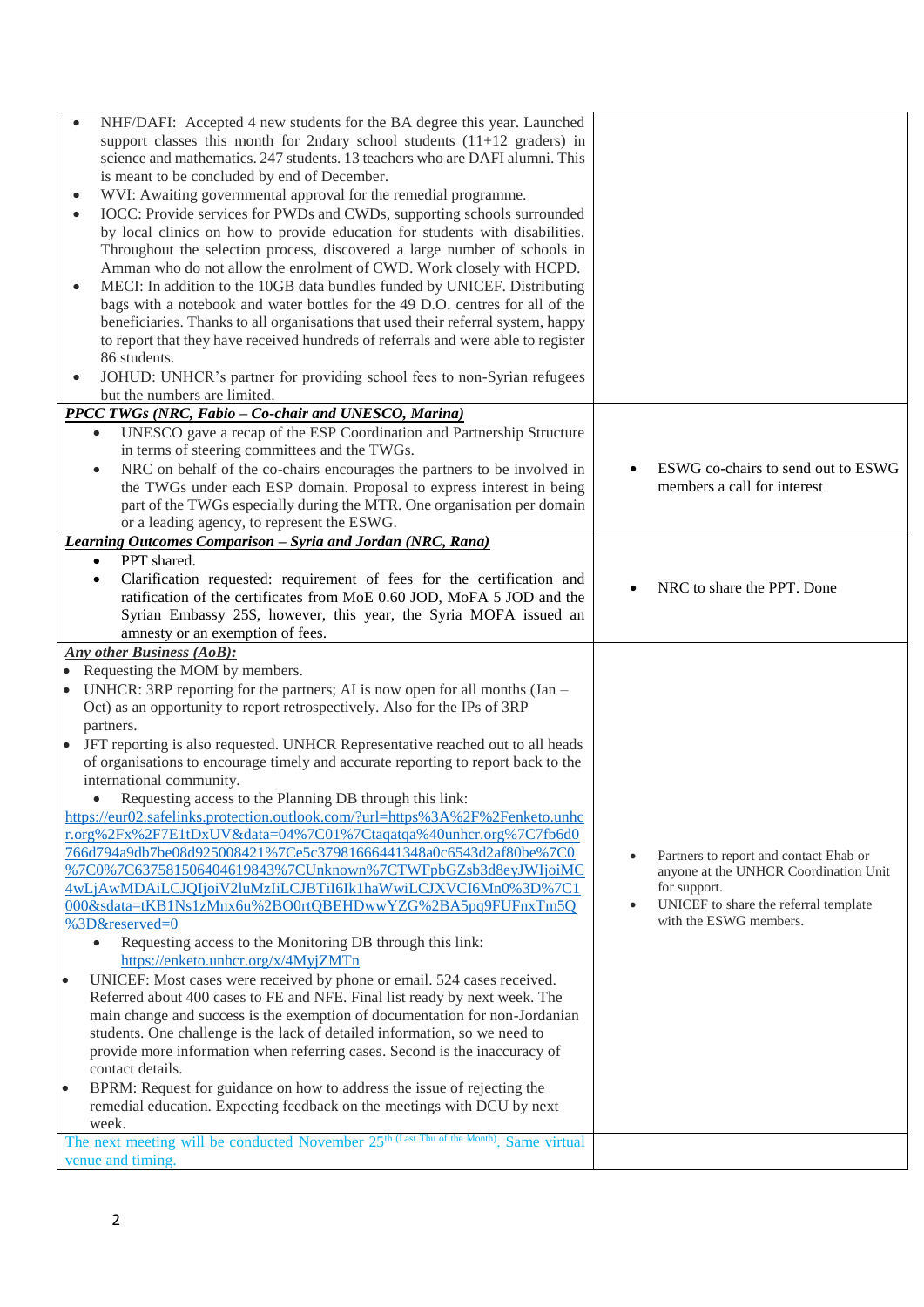| | |
|---|---|
| • NHF/DAFI: Accepted 4 new students for the BA degree this year. Launched support classes this month for 2ndary school students (11+12 graders) in science and mathematics. 247 students. 13 teachers who are DAFI alumni. This is meant to be concluded by end of December.<br>• WVI: Awaiting governmental approval for the remedial programme.<br>• IOCC: Provide services for PWDs and CWDs, supporting schools surrounded by local clinics on how to provide education for students with disabilities. Throughout the selection process, discovered a large number of schools in Amman who do not allow the enrolment of CWD. Work closely with HCPD.<br>• MECI: In addition to the 10GB data bundles funded by UNICEF. Distributing bags with a notebook and water bottles for the 49 D.O. centres for all of the beneficiaries. Thanks to all organisations that used their referral system, happy to report that they have received hundreds of referrals and were able to register 86 students.<br>• JOHUD: UNHCR's partner for providing school fees to non-Syrian refugees but the numbers are limited. | |
| ***PPCC TWGs (NRC, Fabio – Co-chair and UNESCO, Marina)***<br>• UNESCO gave a recap of the ESP Coordination and Partnership Structure in terms of steering committees and the TWGs.<br>• NRC on behalf of the co-chairs encourages the partners to be involved in the TWGs under each ESP domain. Proposal to express interest in being part of the TWGs especially during the MTR. One organisation per domain or a leading agency, to represent the ESWG. | • ESWG co-chairs to send out to ESWG members a call for interest |
| ***Learning Outcomes Comparison – Syria and Jordan (NRC, Rana)***<br>• PPT shared.<br>• Clarification requested: requirement of fees for the certification and ratification of the certificates from MoE 0.60 JOD, MoFA 5 JOD and the Syrian Embassy 25$, however, this year, the Syria MOFA issued an amnesty or an exemption of fees. | • NRC to share the PPT. Done |
| ***Any other Business (AoB):***<br>• Requesting the MOM by members.<br>• UNHCR: 3RP reporting for the partners; AI is now open for all months (Jan – Oct) as an opportunity to report retrospectively. Also for the IPs of 3RP partners.<br>• JFT reporting is also requested. UNHCR Representative reached out to all heads of organisations to encourage timely and accurate reporting to report back to the international community.<br>  • Requesting access to the Planning DB through this link: https://eur02.safelinks.protection.outlook.com/?url=https%3A%2F%2Fenketo.unhcr.org%2Fx%2F7E1tDxUV&data=04%7C01%7Ctaqatqa%40unhcr.org%7C7fb6d0766d794a9db7be08d925008421%7Ce5c37981666441348a0c6543d2af80be%7C0%7C0%7C637581506404619843%7CUnknown%7CTWFpbGZsb3d8eyJWIjoiMC4wLjAwMDAiLCJQIjoiV2luMzIiLCJBTiI6Ik1haWwiLCJXVCI6Mn0%3D%7C1000&sdata=tKB1Ns1zMnx6u%2BO0rtQBEHDwwYZG%2BA5pq9FUFnxTm5Q%3D&reserved=0<br>  • Requesting access to the Monitoring DB through this link: https://enketo.unhcr.org/x/4MyjZMTn<br>• UNICEF: Most cases were received by phone or email. 524 cases received. Referred about 400 cases to FE and NFE. Final list ready by next week. The main change and success is the exemption of documentation for non-Jordanian students. One challenge is the lack of detailed information, so we need to provide more information when referring cases. Second is the inaccuracy of contact details.<br>• BPRM: Request for guidance on how to address the issue of rejecting the remedial education. Expecting feedback on the meetings with DCU by next week. | • Partners to report and contact Ehab or anyone at the UNHCR Coordination Unit for support.<br>• UNICEF to share the referral template with the ESWG members. |
| The next meeting will be conducted November 25th (Last Thu of the Month). Same virtual venue and timing. | |